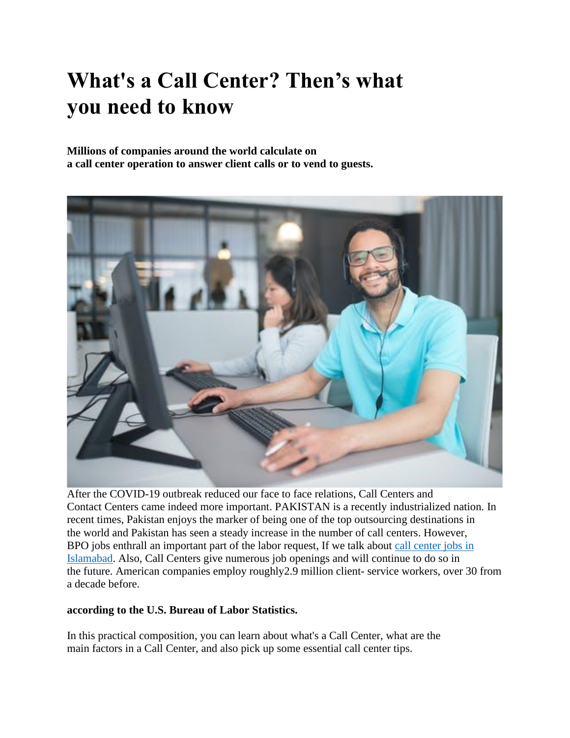# What's a Call Center? Then's what you need to know

**Millions of companies around the world calculate on a call center operation to answer client calls or to vend to guests.**

After the COVID-19 outbreak reduced our face to face relations, Call Centers and Contact Centers came indeed more important. PAKISTAN is a recently industrialized nation. In recent times, Pakistan enjoys the marker of being one of the top outsourcing destinations in the world and Pakistan has seen a steady increase in the number of call centers. However, BPO jobs enthrall an important part of the labor request, If we talk about [call center jobs in Islamabad](). Also, Call Centers give numerous job openings and will continue to do so in the future. American companies employ roughly2.9 million client- service workers, over 30 from a decade before.

**according to the U.S. Bureau of Labor Statistics.**

In this practical composition, you can learn about what's a Call Center, what are the main factors in a Call Center, and also pick up some essential call center tips.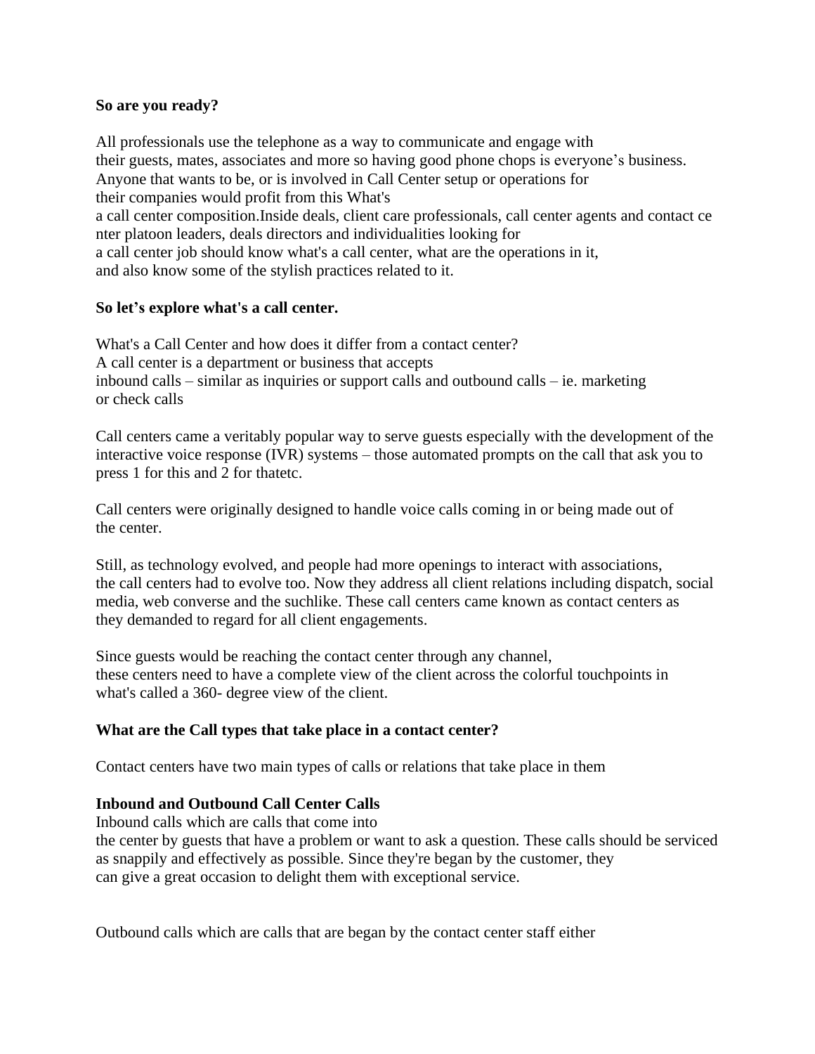**So are you ready?**

All professionals use the telephone as a way to communicate and engage with their guests, mates, associates and more so having good phone chops is everyone's business. Anyone that wants to be, or is involved in Call Center setup or operations for their companies would profit from this What's a call center composition.Inside deals, client care professionals, call center agents and contact center platoon leaders, deals directors and individualities looking for a call center job should know what's a call center, what are the operations in it, and also know some of the stylish practices related to it.

**So let's explore what's a call center.**

What's a Call Center and how does it differ from a contact center?
A call center is a department or business that accepts inbound calls – similar as inquiries or support calls and outbound calls – ie. marketing or check calls

Call centers came a veritably popular way to serve guests especially with the development of the interactive voice response (IVR) systems – those automated prompts on the call that ask you to press 1 for this and 2 for thatetc.

Call centers were originally designed to handle voice calls coming in or being made out of the center.

Still, as technology evolved, and people had more openings to interact with associations, the call centers had to evolve too. Now they address all client relations including dispatch, social media, web converse and the suchlike. These call centers came known as contact centers as they demanded to regard for all client engagements.

Since guests would be reaching the contact center through any channel, these centers need to have a complete view of the client across the colorful touchpoints in what's called a 360- degree view of the client.

**What are the Call types that take place in a contact center?**

Contact centers have two main types of calls or relations that take place in them

**Inbound and Outbound Call Center Calls**

Inbound calls which are calls that come into the center by guests that have a problem or want to ask a question. These calls should be serviced as snappily and effectively as possible. Since they're began by the customer, they can give a great occasion to delight them with exceptional service.

Outbound calls which are calls that are began by the contact center staff either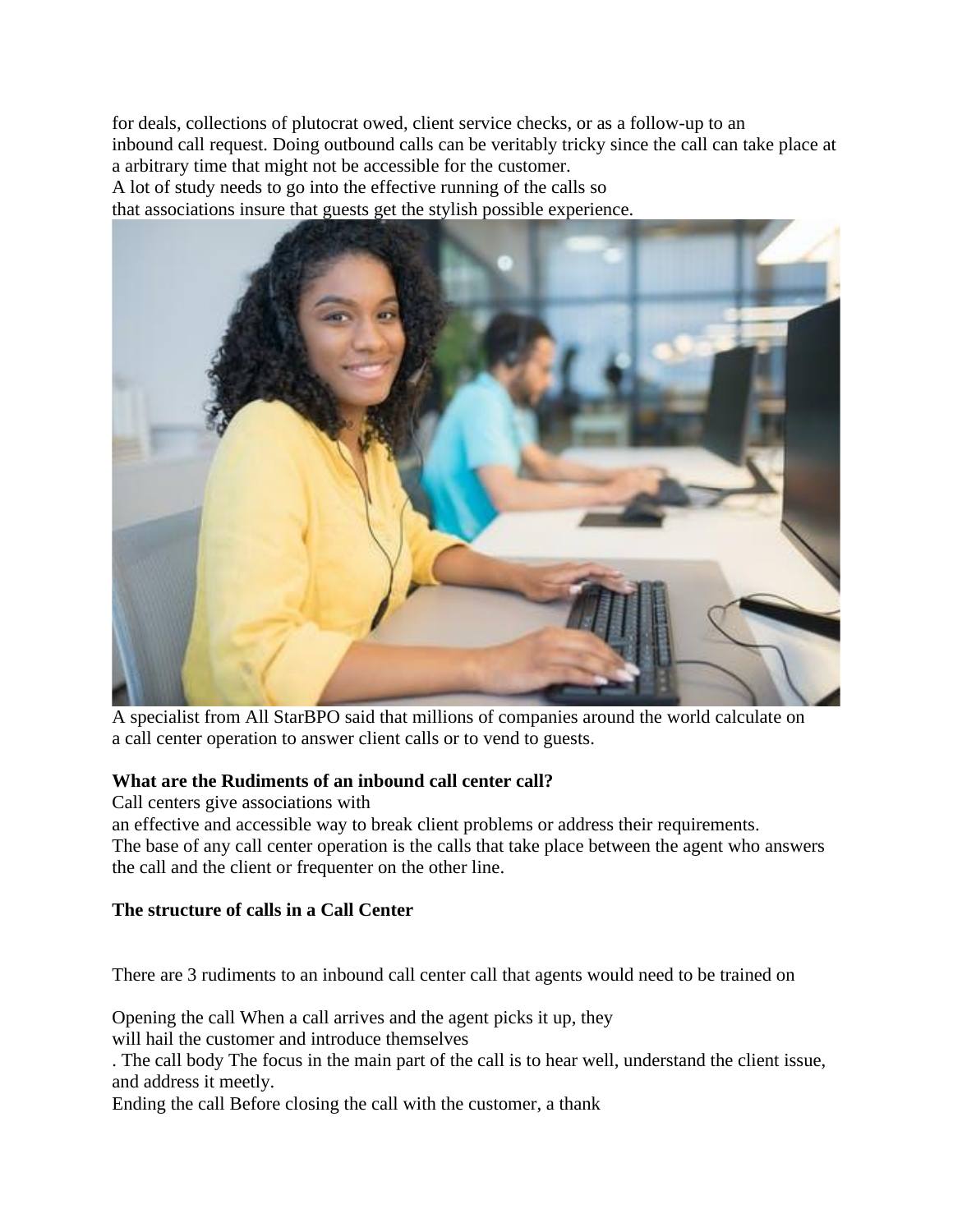for deals, collections of plutocrat owed, client service checks, or as a follow-up to an inbound call request. Doing outbound calls can be veritably tricky since the call can take place at a arbitrary time that might not be accessible for the customer.
A lot of study needs to go into the effective running of the calls so that associations insure that guests get the stylish possible experience.

A specialist from All StarBPO said that millions of companies around the world calculate on a call center operation to answer client calls or to vend to guests.

**What are the Rudiments of an inbound call center call?**

Call centers give associations with an effective and accessible way to break client problems or address their requirements.
The base of any call center operation is the calls that take place between the agent who answers the call and the client or frequenter on the other line.

**The structure of calls in a Call Center**

There are 3 rudiments to an inbound call center call that agents would need to be trained on

Opening the call When a call arrives and the agent picks it up, they will hail the customer and introduce themselves
. The call body The focus in the main part of the call is to hear well, understand the client issue, and address it meetly.
Ending the call Before closing the call with the customer, a thank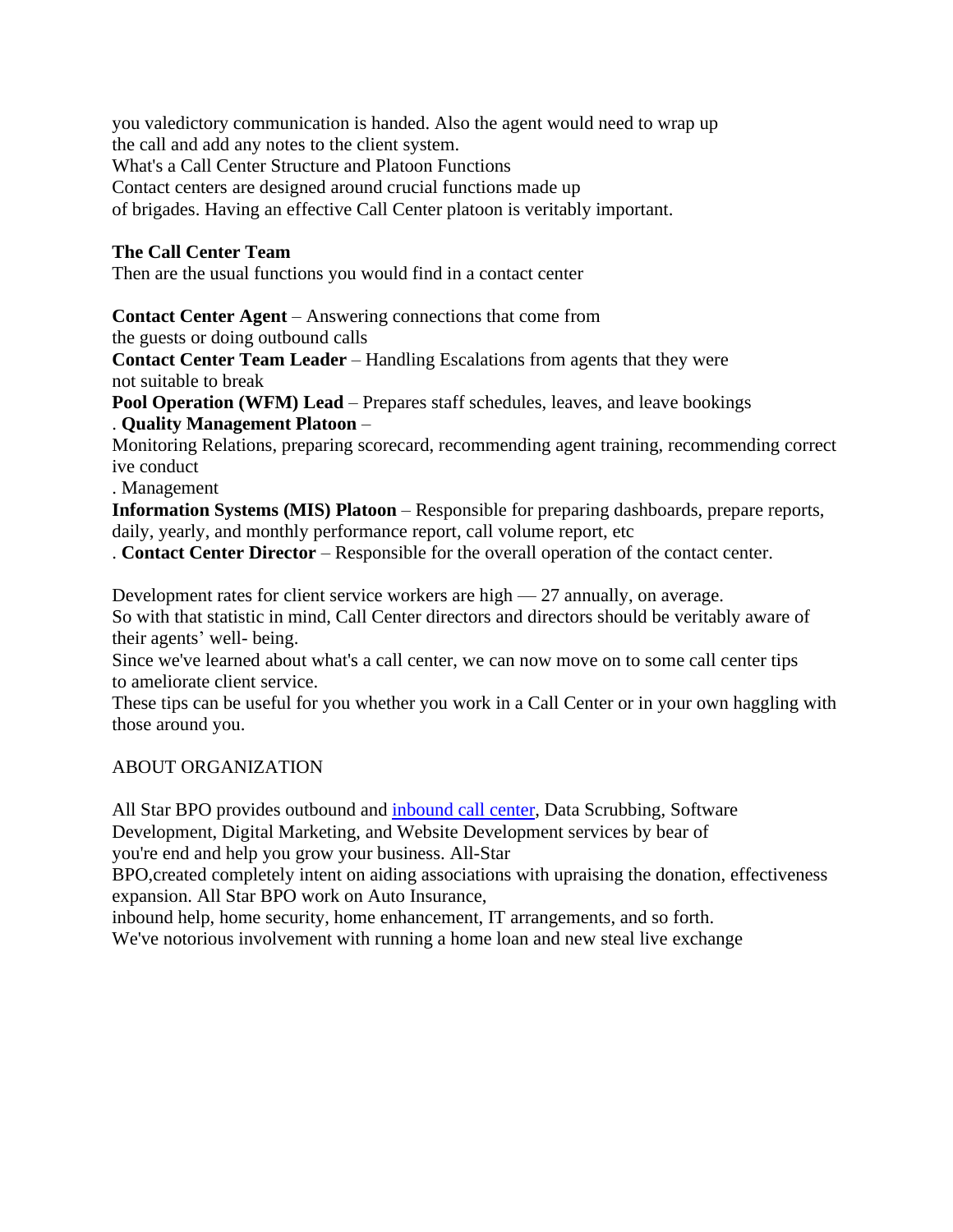you valedictory communication is handed. Also the agent would need to wrap up the call and add any notes to the client system.
What's a Call Center Structure and Platoon Functions
Contact centers are designed around crucial functions made up of brigades. Having an effective Call Center platoon is veritably important.

**The Call Center Team**
Then are the usual functions you would find in a contact center

**Contact Center Agent** – Answering connections that come from the guests or doing outbound calls
**Contact Center Team Leader** – Handling Escalations from agents that they were not suitable to break
**Pool Operation (WFM) Lead** – Prepares staff schedules, leaves, and leave bookings
. **Quality Management Platoon** –
Monitoring Relations, preparing scorecard, recommending agent training, recommending correct ive conduct
. Management
**Information Systems (MIS) Platoon** – Responsible for preparing dashboards, prepare reports, daily, yearly, and monthly performance report, call volume report, etc
. **Contact Center Director** – Responsible for the overall operation of the contact center.

Development rates for client service workers are high — 27 annually, on average.
So with that statistic in mind, Call Center directors and directors should be veritably aware of their agents' well- being.
Since we've learned about what's a call center, we can now move on to some call center tips to ameliorate client service.
These tips can be useful for you whether you work in a Call Center or in your own haggling with those around you.

ABOUT ORGANIZATION

All Star BPO provides outbound and [inbound call center](), Data Scrubbing, Software Development, Digital Marketing, and Website Development services by bear of you're end and help you grow your business. All-Star BPO,created completely intent on aiding associations with upraising the donation, effectiveness expansion. All Star BPO work on Auto Insurance, inbound help, home security, home enhancement, IT arrangements, and so forth.
We've notorious involvement with running a home loan and new steal live exchange